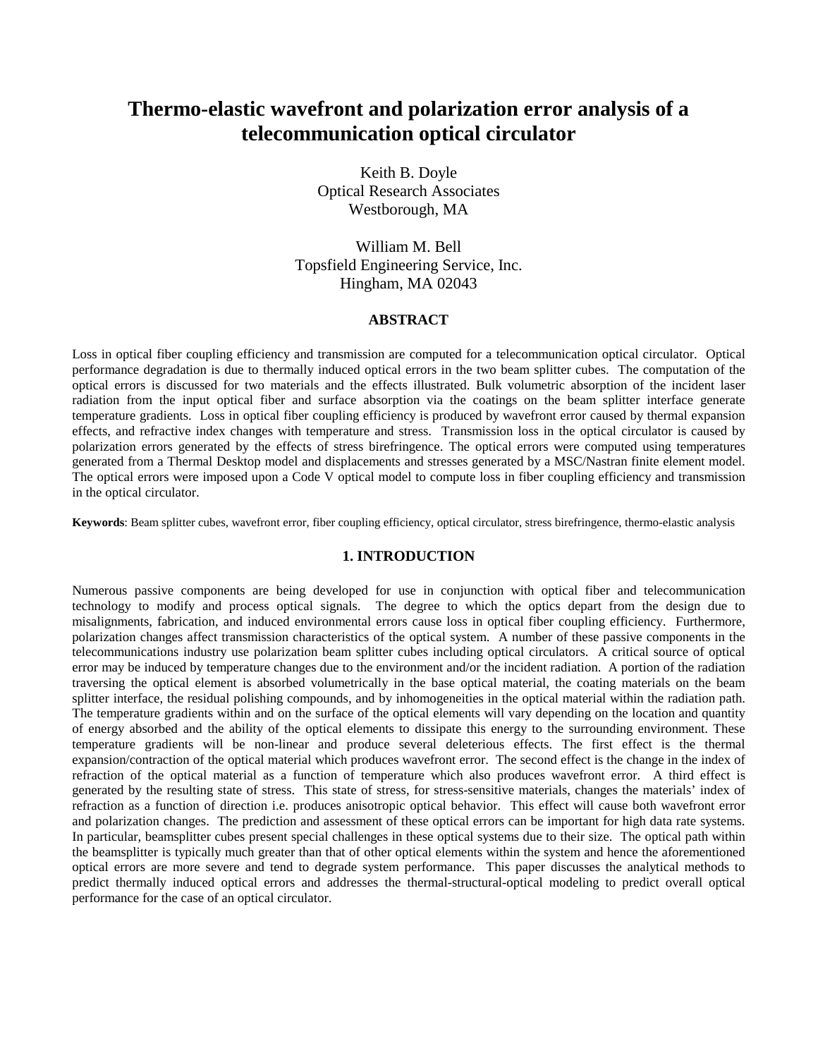# Thermo-elastic wavefront and polarization error analysis of a telecommunication optical circulator

Keith B. Doyle
Optical Research Associates
Westborough, MA

William M. Bell
Topsfield Engineering Service, Inc.
Hingham, MA 02043

## ABSTRACT

Loss in optical fiber coupling efficiency and transmission are computed for a telecommunication optical circulator. Optical performance degradation is due to thermally induced optical errors in the two beam splitter cubes. The computation of the optical errors is discussed for two materials and the effects illustrated. Bulk volumetric absorption of the incident laser radiation from the input optical fiber and surface absorption via the coatings on the beam splitter interface generate temperature gradients. Loss in optical fiber coupling efficiency is produced by wavefront error caused by thermal expansion effects, and refractive index changes with temperature and stress. Transmission loss in the optical circulator is caused by polarization errors generated by the effects of stress birefringence. The optical errors were computed using temperatures generated from a Thermal Desktop model and displacements and stresses generated by a MSC/Nastran finite element model. The optical errors were imposed upon a Code V optical model to compute loss in fiber coupling efficiency and transmission in the optical circulator.

**Keywords**: Beam splitter cubes, wavefront error, fiber coupling efficiency, optical circulator, stress birefringence, thermo-elastic analysis

## 1. INTRODUCTION

Numerous passive components are being developed for use in conjunction with optical fiber and telecommunication technology to modify and process optical signals. The degree to which the optics depart from the design due to misalignments, fabrication, and induced environmental errors cause loss in optical fiber coupling efficiency. Furthermore, polarization changes affect transmission characteristics of the optical system. A number of these passive components in the telecommunications industry use polarization beam splitter cubes including optical circulators. A critical source of optical error may be induced by temperature changes due to the environment and/or the incident radiation. A portion of the radiation traversing the optical element is absorbed volumetrically in the base optical material, the coating materials on the beam splitter interface, the residual polishing compounds, and by inhomogeneities in the optical material within the radiation path. The temperature gradients within and on the surface of the optical elements will vary depending on the location and quantity of energy absorbed and the ability of the optical elements to dissipate this energy to the surrounding environment. These temperature gradients will be non-linear and produce several deleterious effects. The first effect is the thermal expansion/contraction of the optical material which produces wavefront error. The second effect is the change in the index of refraction of the optical material as a function of temperature which also produces wavefront error. A third effect is generated by the resulting state of stress. This state of stress, for stress-sensitive materials, changes the materials' index of refraction as a function of direction i.e. produces anisotropic optical behavior. This effect will cause both wavefront error and polarization changes. The prediction and assessment of these optical errors can be important for high data rate systems. In particular, beamsplitter cubes present special challenges in these optical systems due to their size. The optical path within the beamsplitter is typically much greater than that of other optical elements within the system and hence the aforementioned optical errors are more severe and tend to degrade system performance. This paper discusses the analytical methods to predict thermally induced optical errors and addresses the thermal-structural-optical modeling to predict overall optical performance for the case of an optical circulator.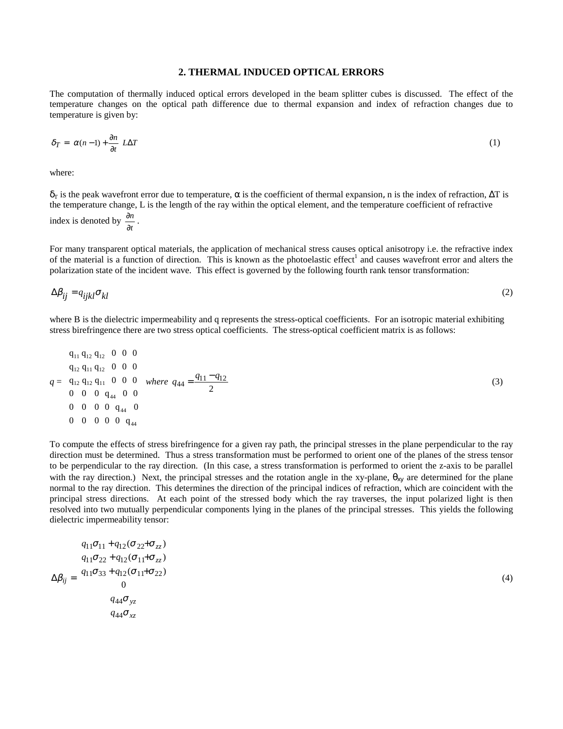## 2. THERMAL INDUCED OPTICAL ERRORS

The computation of thermally induced optical errors developed in the beam splitter cubes is discussed. The effect of the temperature changes on the optical path difference due to thermal expansion and index of refraction changes due to temperature is given by:

$$\delta_T = \alpha(n-1) + \frac{\partial n}{\partial t} L\Delta T \tag{1}$$

where:

$\delta_T$ is the peak wavefront error due to temperature, $\alpha$ is the coefficient of thermal expansion, n is the index of refraction, $\Delta T$ is the temperature change, L is the length of the ray within the optical element, and the temperature coefficient of refractive index is denoted by $\frac{\partial n}{\partial t}$.

For many transparent optical materials, the application of mechanical stress causes optical anisotropy i.e. the refractive index of the material is a function of direction. This is known as the photoelastic effect[1] and causes wavefront error and alters the polarization state of the incident wave. This effect is governed by the following fourth rank tensor transformation:

$$\Delta\beta_{ij} = q_{ijkl}\sigma_{kl} \tag{2}$$

where B is the dielectric impermeability and q represents the stress-optical coefficients. For an isotropic material exhibiting stress birefringence there are two stress optical coefficients. The stress-optical coefficient matrix is as follows:

$$q = \begin{matrix} q_{11} & q_{12} & q_{12} & 0 & 0 & 0 \\ q_{12} & q_{11} & q_{12} & 0 & 0 & 0 \\ q_{12} & q_{12} & q_{11} & 0 & 0 & 0 \\ 0 & 0 & 0 & q_{44} & 0 & 0 \\ 0 & 0 & 0 & 0 & q_{44} & 0 \\ 0 & 0 & 0 & 0 & 0 & q_{44} \end{matrix} \quad where \ q_{44} = \frac{q_{11} - q_{12}}{2} \tag{3}$$

To compute the effects of stress birefringence for a given ray path, the principal stresses in the plane perpendicular to the ray direction must be determined. Thus a stress transformation must be performed to orient one of the planes of the stress tensor to be perpendicular to the ray direction. (In this case, a stress transformation is performed to orient the z-axis to be parallel with the ray direction.) Next, the principal stresses and the rotation angle in the xy-plane, $\theta_{xy}$ are determined for the plane normal to the ray direction. This determines the direction of the principal indices of refraction, which are coincident with the principal stress directions. At each point of the stressed body which the ray traverses, the input polarized light is then resolved into two mutually perpendicular components lying in the planes of the principal stresses. This yields the following dielectric impermeability tensor:

$$\Delta\beta_{ij} = \begin{matrix} q_{11}\sigma_{11} + q_{12}(\sigma_{22} + \sigma_{zz}) \\ q_{11}\sigma_{22} + q_{12}(\sigma_{11} + \sigma_{zz}) \\ q_{11}\sigma_{33} + q_{12}(\sigma_{11} + \sigma_{22}) \\ 0 \\ q_{44}\sigma_{yz} \\ q_{44}\sigma_{xz} \end{matrix} \tag{4}$$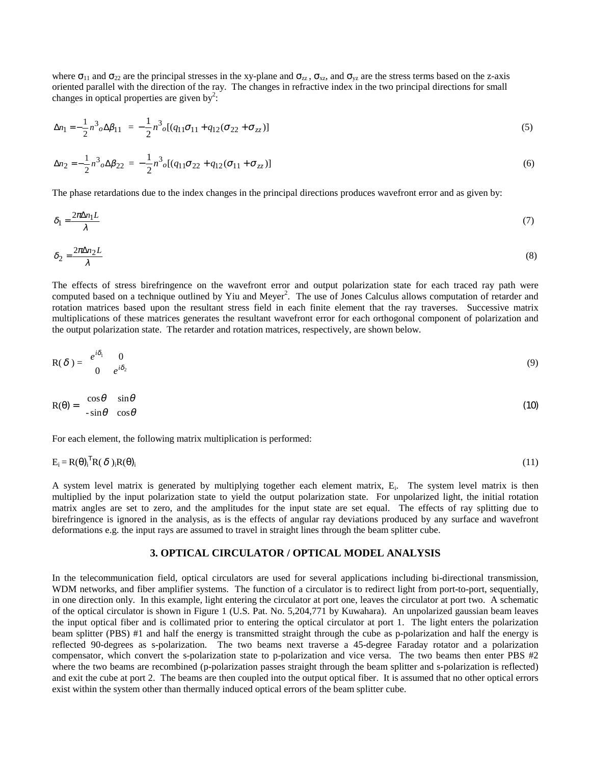where $\sigma_{11}$ and $\sigma_{22}$ are the principal stresses in the xy-plane and $\sigma_{zz}$, $\sigma_{xz}$, and $\sigma_{yz}$ are the stress terms based on the z-axis oriented parallel with the direction of the ray. The changes in refractive index in the two principal directions for small changes in optical properties are given by[2]:

$$\Delta n_1 = -\frac{1}{2} n^3{}_o \Delta\beta_{11} = -\frac{1}{2} n^3{}_o [(q_{11}\sigma_{11} + q_{12}(\sigma_{22} + \sigma_{zz})] \tag{5}$$

$$\Delta n_2 = -\frac{1}{2} n^3{}_o \Delta\beta_{22} = -\frac{1}{2} n^3{}_o [(q_{11}\sigma_{22} + q_{12}(\sigma_{11} + \sigma_{zz})] \tag{6}$$

The phase retardations due to the index changes in the principal directions produces wavefront error and as given by:

$$\delta_1 = \frac{2\pi \Delta n_1 L}{\lambda} \tag{7}$$

$$\delta_2 = \frac{2\pi \Delta n_2 L}{\lambda} \tag{8}$$

The effects of stress birefringence on the wavefront error and output polarization state for each traced ray path were computed based on a technique outlined by Yiu and Meyer[2]. The use of Jones Calculus allows computation of retarder and rotation matrices based upon the resultant stress field in each finite element that the ray traverses. Successive matrix multiplications of these matrices generates the resultant wavefront error for each orthogonal component of polarization and the output polarization state. The retarder and rotation matrices, respectively, are shown below.

$$\mathrm{R}(\delta) = \begin{matrix} e^{i\delta_1} & 0 \\ 0 & e^{i\delta_2} \end{matrix} \tag{9}$$

$$\mathrm{R}(\theta) = \begin{matrix} \cos\theta & \sin\theta \\ -\sin\theta & \cos\theta \end{matrix} \tag{10}$$

For each element, the following matrix multiplication is performed:

$$E_i = \mathrm{R}(\theta)_i^T \mathrm{R}(\delta)_i \mathrm{R}(\theta)_i \tag{11}$$

A system level matrix is generated by multiplying together each element matrix, $E_i$. The system level matrix is then multiplied by the input polarization state to yield the output polarization state. For unpolarized light, the initial rotation matrix angles are set to zero, and the amplitudes for the input state are set equal. The effects of ray splitting due to birefringence is ignored in the analysis, as is the effects of angular ray deviations produced by any surface and wavefront deformations e.g. the input rays are assumed to travel in straight lines through the beam splitter cube.

## 3. OPTICAL CIRCULATOR / OPTICAL MODEL ANALYSIS

In the telecommunication field, optical circulators are used for several applications including bi-directional transmission, WDM networks, and fiber amplifier systems. The function of a circulator is to redirect light from port-to-port, sequentially, in one direction only. In this example, light entering the circulator at port one, leaves the circulator at port two. A schematic of the optical circulator is shown in Figure 1 (U.S. Pat. No. 5,204,771 by Kuwahara). An unpolarized gaussian beam leaves the input optical fiber and is collimated prior to entering the optical circulator at port 1. The light enters the polarization beam splitter (PBS) #1 and half the energy is transmitted straight through the cube as p-polarization and half the energy is reflected 90-degrees as s-polarization. The two beams next traverse a 45-degree Faraday rotator and a polarization compensator, which convert the s-polarization state to p-polarization and vice versa. The two beams then enter PBS #2 where the two beams are recombined (p-polarization passes straight through the beam splitter and s-polarization is reflected) and exit the cube at port 2. The beams are then coupled into the output optical fiber. It is assumed that no other optical errors exist within the system other than thermally induced optical errors of the beam splitter cube.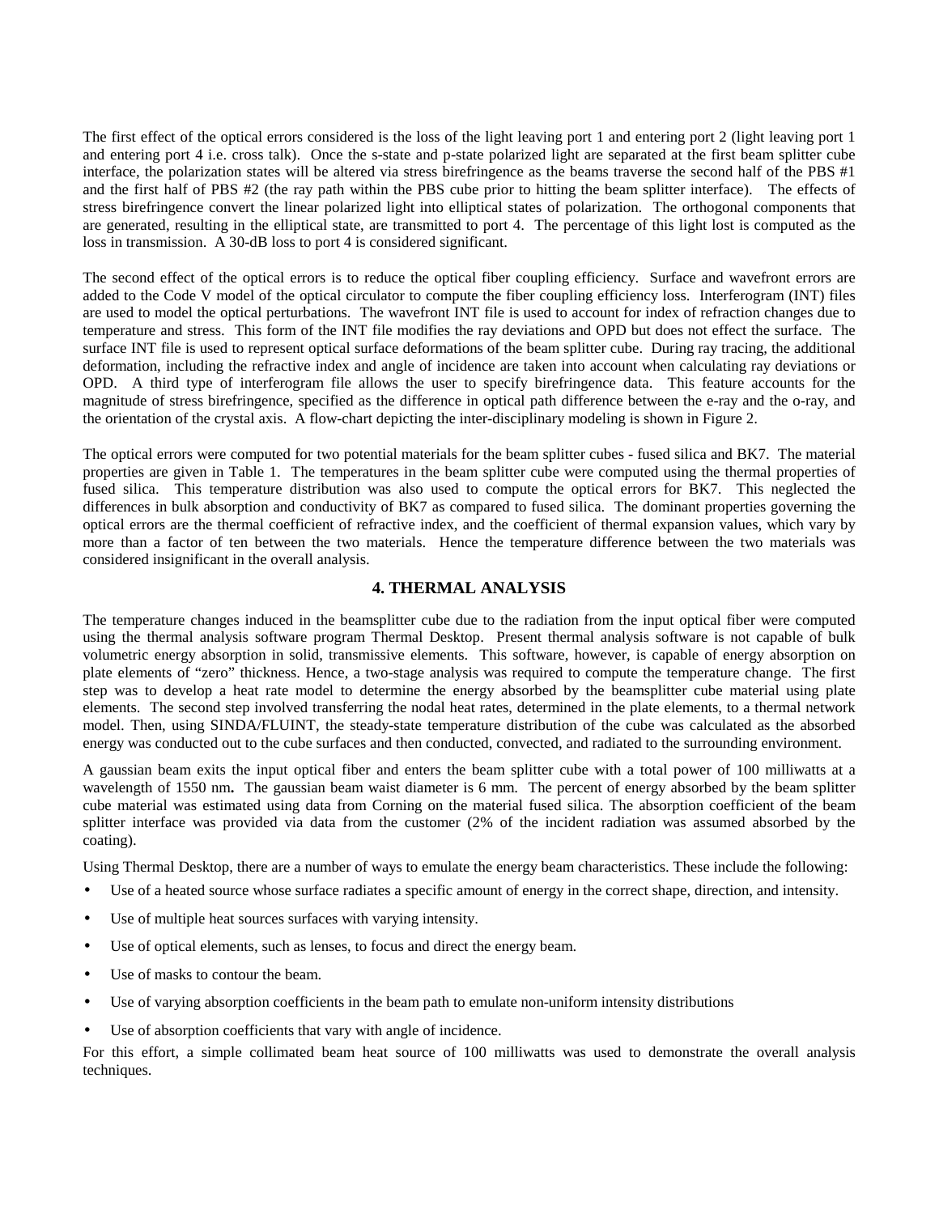The first effect of the optical errors considered is the loss of the light leaving port 1 and entering port 2 (light leaving port 1 and entering port 4 i.e. cross talk). Once the s-state and p-state polarized light are separated at the first beam splitter cube interface, the polarization states will be altered via stress birefringence as the beams traverse the second half of the PBS #1 and the first half of PBS #2 (the ray path within the PBS cube prior to hitting the beam splitter interface). The effects of stress birefringence convert the linear polarized light into elliptical states of polarization. The orthogonal components that are generated, resulting in the elliptical state, are transmitted to port 4. The percentage of this light lost is computed as the loss in transmission. A 30-dB loss to port 4 is considered significant.

The second effect of the optical errors is to reduce the optical fiber coupling efficiency. Surface and wavefront errors are added to the Code V model of the optical circulator to compute the fiber coupling efficiency loss. Interferogram (INT) files are used to model the optical perturbations. The wavefront INT file is used to account for index of refraction changes due to temperature and stress. This form of the INT file modifies the ray deviations and OPD but does not effect the surface. The surface INT file is used to represent optical surface deformations of the beam splitter cube. During ray tracing, the additional deformation, including the refractive index and angle of incidence are taken into account when calculating ray deviations or OPD. A third type of interferogram file allows the user to specify birefringence data. This feature accounts for the magnitude of stress birefringence, specified as the difference in optical path difference between the e-ray and the o-ray, and the orientation of the crystal axis. A flow-chart depicting the inter-disciplinary modeling is shown in Figure 2.

The optical errors were computed for two potential materials for the beam splitter cubes - fused silica and BK7. The material properties are given in Table 1. The temperatures in the beam splitter cube were computed using the thermal properties of fused silica. This temperature distribution was also used to compute the optical errors for BK7. This neglected the differences in bulk absorption and conductivity of BK7 as compared to fused silica. The dominant properties governing the optical errors are the thermal coefficient of refractive index, and the coefficient of thermal expansion values, which vary by more than a factor of ten between the two materials. Hence the temperature difference between the two materials was considered insignificant in the overall analysis.

## 4. THERMAL ANALYSIS

The temperature changes induced in the beamsplitter cube due to the radiation from the input optical fiber were computed using the thermal analysis software program Thermal Desktop. Present thermal analysis software is not capable of bulk volumetric energy absorption in solid, transmissive elements. This software, however, is capable of energy absorption on plate elements of "zero" thickness. Hence, a two-stage analysis was required to compute the temperature change. The first step was to develop a heat rate model to determine the energy absorbed by the beamsplitter cube material using plate elements. The second step involved transferring the nodal heat rates, determined in the plate elements, to a thermal network model. Then, using SINDA/FLUINT, the steady-state temperature distribution of the cube was calculated as the absorbed energy was conducted out to the cube surfaces and then conducted, convected, and radiated to the surrounding environment.

A gaussian beam exits the input optical fiber and enters the beam splitter cube with a total power of 100 milliwatts at a wavelength of 1550 nm**.** The gaussian beam waist diameter is 6 mm. The percent of energy absorbed by the beam splitter cube material was estimated using data from Corning on the material fused silica. The absorption coefficient of the beam splitter interface was provided via data from the customer (2% of the incident radiation was assumed absorbed by the coating).

Using Thermal Desktop, there are a number of ways to emulate the energy beam characteristics. These include the following:

- Use of a heated source whose surface radiates a specific amount of energy in the correct shape, direction, and intensity.
- Use of multiple heat sources surfaces with varying intensity.
- Use of optical elements, such as lenses, to focus and direct the energy beam.
- Use of masks to contour the beam.
- Use of varying absorption coefficients in the beam path to emulate non-uniform intensity distributions
- Use of absorption coefficients that vary with angle of incidence.

For this effort, a simple collimated beam heat source of 100 milliwatts was used to demonstrate the overall analysis techniques.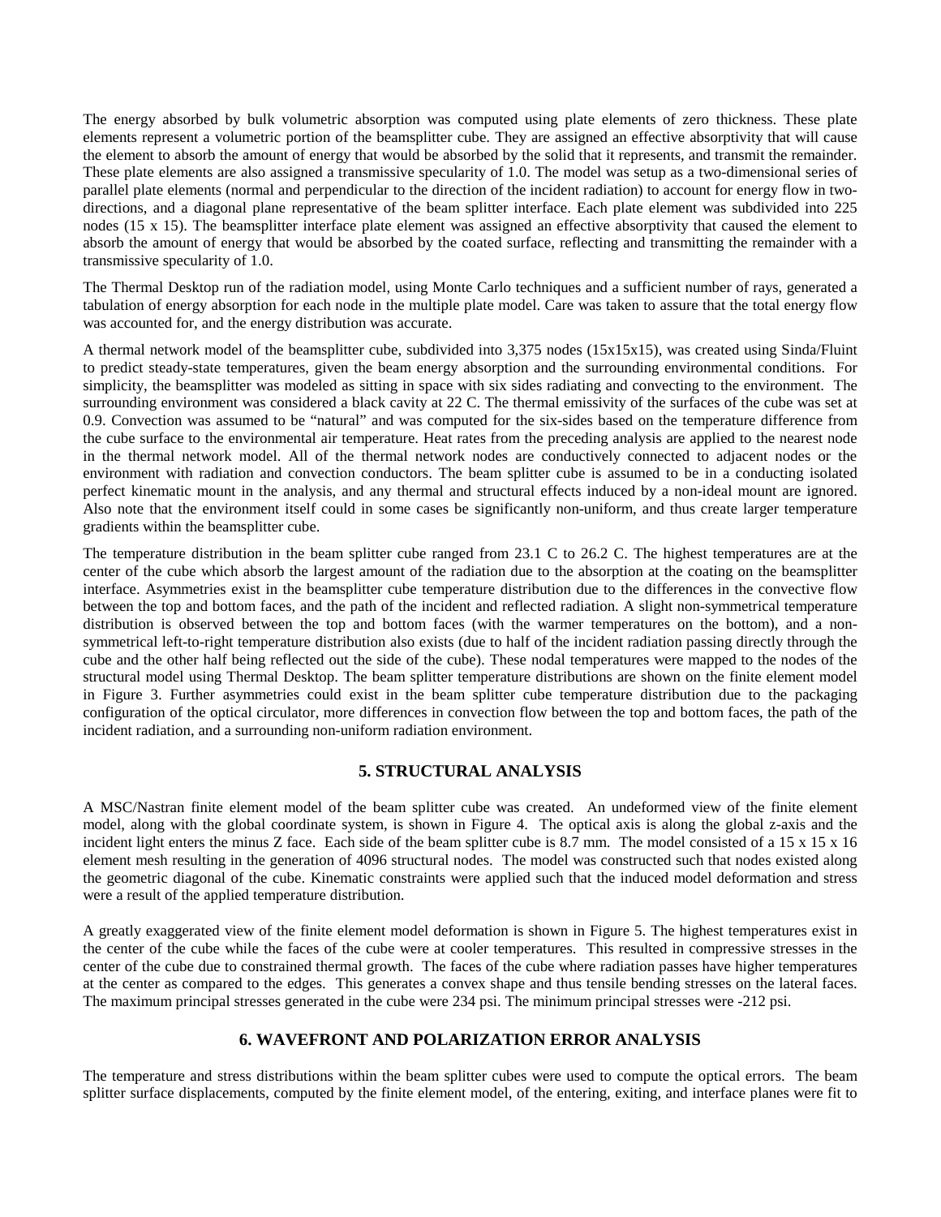The energy absorbed by bulk volumetric absorption was computed using plate elements of zero thickness. These plate elements represent a volumetric portion of the beamsplitter cube. They are assigned an effective absorptivity that will cause the element to absorb the amount of energy that would be absorbed by the solid that it represents, and transmit the remainder. These plate elements are also assigned a transmissive specularity of 1.0. The model was setup as a two-dimensional series of parallel plate elements (normal and perpendicular to the direction of the incident radiation) to account for energy flow in two-directions, and a diagonal plane representative of the beam splitter interface. Each plate element was subdivided into 225 nodes (15 x 15). The beamsplitter interface plate element was assigned an effective absorptivity that caused the element to absorb the amount of energy that would be absorbed by the coated surface, reflecting and transmitting the remainder with a transmissive specularity of 1.0.

The Thermal Desktop run of the radiation model, using Monte Carlo techniques and a sufficient number of rays, generated a tabulation of energy absorption for each node in the multiple plate model. Care was taken to assure that the total energy flow was accounted for, and the energy distribution was accurate.

A thermal network model of the beamsplitter cube, subdivided into 3,375 nodes (15x15x15), was created using Sinda/Fluint to predict steady-state temperatures, given the beam energy absorption and the surrounding environmental conditions. For simplicity, the beamsplitter was modeled as sitting in space with six sides radiating and convecting to the environment. The surrounding environment was considered a black cavity at 22 C. The thermal emissivity of the surfaces of the cube was set at 0.9. Convection was assumed to be "natural" and was computed for the six-sides based on the temperature difference from the cube surface to the environmental air temperature. Heat rates from the preceding analysis are applied to the nearest node in the thermal network model. All of the thermal network nodes are conductively connected to adjacent nodes or the environment with radiation and convection conductors. The beam splitter cube is assumed to be in a conducting isolated perfect kinematic mount in the analysis, and any thermal and structural effects induced by a non-ideal mount are ignored. Also note that the environment itself could in some cases be significantly non-uniform, and thus create larger temperature gradients within the beamsplitter cube.

The temperature distribution in the beam splitter cube ranged from 23.1 C to 26.2 C. The highest temperatures are at the center of the cube which absorb the largest amount of the radiation due to the absorption at the coating on the beamsplitter interface. Asymmetries exist in the beamsplitter cube temperature distribution due to the differences in the convective flow between the top and bottom faces, and the path of the incident and reflected radiation. A slight non-symmetrical temperature distribution is observed between the top and bottom faces (with the warmer temperatures on the bottom), and a non-symmetrical left-to-right temperature distribution also exists (due to half of the incident radiation passing directly through the cube and the other half being reflected out the side of the cube). These nodal temperatures were mapped to the nodes of the structural model using Thermal Desktop. The beam splitter temperature distributions are shown on the finite element model in Figure 3. Further asymmetries could exist in the beam splitter cube temperature distribution due to the packaging configuration of the optical circulator, more differences in convection flow between the top and bottom faces, the path of the incident radiation, and a surrounding non-uniform radiation environment.

## 5. STRUCTURAL ANALYSIS

A MSC/Nastran finite element model of the beam splitter cube was created. An undeformed view of the finite element model, along with the global coordinate system, is shown in Figure 4. The optical axis is along the global z-axis and the incident light enters the minus Z face. Each side of the beam splitter cube is 8.7 mm. The model consisted of a 15 x 15 x 16 element mesh resulting in the generation of 4096 structural nodes. The model was constructed such that nodes existed along the geometric diagonal of the cube. Kinematic constraints were applied such that the induced model deformation and stress were a result of the applied temperature distribution.

A greatly exaggerated view of the finite element model deformation is shown in Figure 5. The highest temperatures exist in the center of the cube while the faces of the cube were at cooler temperatures. This resulted in compressive stresses in the center of the cube due to constrained thermal growth. The faces of the cube where radiation passes have higher temperatures at the center as compared to the edges. This generates a convex shape and thus tensile bending stresses on the lateral faces. The maximum principal stresses generated in the cube were 234 psi. The minimum principal stresses were -212 psi.

## 6. WAVEFRONT AND POLARIZATION ERROR ANALYSIS

The temperature and stress distributions within the beam splitter cubes were used to compute the optical errors. The beam splitter surface displacements, computed by the finite element model, of the entering, exiting, and interface planes were fit to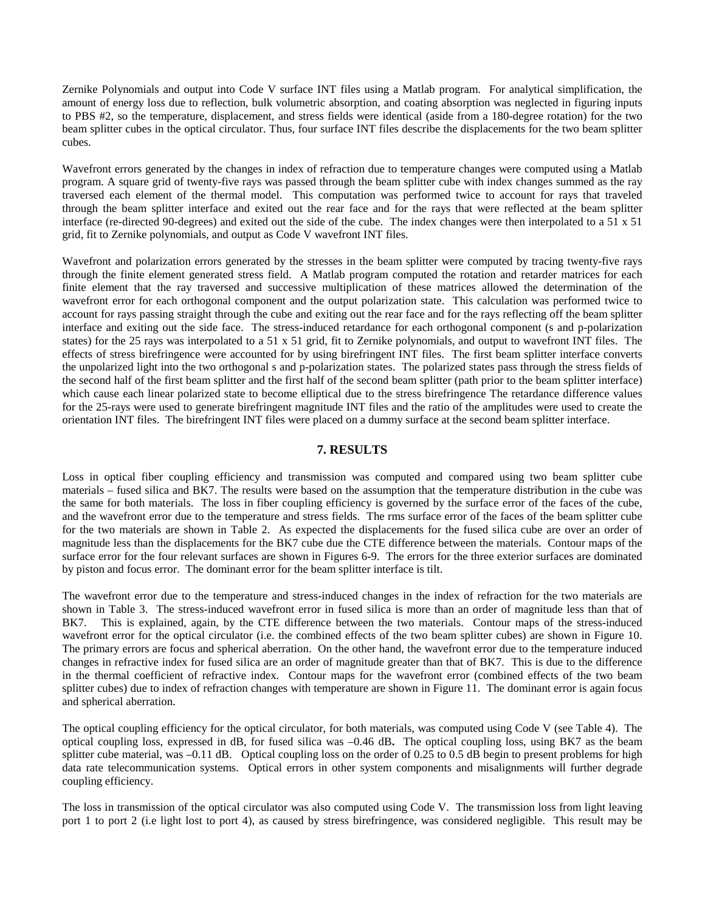Zernike Polynomials and output into Code V surface INT files using a Matlab program. For analytical simplification, the amount of energy loss due to reflection, bulk volumetric absorption, and coating absorption was neglected in figuring inputs to PBS #2, so the temperature, displacement, and stress fields were identical (aside from a 180-degree rotation) for the two beam splitter cubes in the optical circulator. Thus, four surface INT files describe the displacements for the two beam splitter cubes.

Wavefront errors generated by the changes in index of refraction due to temperature changes were computed using a Matlab program. A square grid of twenty-five rays was passed through the beam splitter cube with index changes summed as the ray traversed each element of the thermal model. This computation was performed twice to account for rays that traveled through the beam splitter interface and exited out the rear face and for the rays that were reflected at the beam splitter interface (re-directed 90-degrees) and exited out the side of the cube. The index changes were then interpolated to a 51 x 51 grid, fit to Zernike polynomials, and output as Code V wavefront INT files.

Wavefront and polarization errors generated by the stresses in the beam splitter were computed by tracing twenty-five rays through the finite element generated stress field. A Matlab program computed the rotation and retarder matrices for each finite element that the ray traversed and successive multiplication of these matrices allowed the determination of the wavefront error for each orthogonal component and the output polarization state. This calculation was performed twice to account for rays passing straight through the cube and exiting out the rear face and for the rays reflecting off the beam splitter interface and exiting out the side face. The stress-induced retardance for each orthogonal component (s and p-polarization states) for the 25 rays was interpolated to a 51 x 51 grid, fit to Zernike polynomials, and output to wavefront INT files. The effects of stress birefringence were accounted for by using birefringent INT files. The first beam splitter interface converts the unpolarized light into the two orthogonal s and p-polarization states. The polarized states pass through the stress fields of the second half of the first beam splitter and the first half of the second beam splitter (path prior to the beam splitter interface) which cause each linear polarized state to become elliptical due to the stress birefringence The retardance difference values for the 25-rays were used to generate birefringent magnitude INT files and the ratio of the amplitudes were used to create the orientation INT files. The birefringent INT files were placed on a dummy surface at the second beam splitter interface.

## 7. RESULTS

Loss in optical fiber coupling efficiency and transmission was computed and compared using two beam splitter cube materials – fused silica and BK7. The results were based on the assumption that the temperature distribution in the cube was the same for both materials. The loss in fiber coupling efficiency is governed by the surface error of the faces of the cube, and the wavefront error due to the temperature and stress fields. The rms surface error of the faces of the beam splitter cube for the two materials are shown in Table 2. As expected the displacements for the fused silica cube are over an order of magnitude less than the displacements for the BK7 cube due the CTE difference between the materials. Contour maps of the surface error for the four relevant surfaces are shown in Figures 6-9. The errors for the three exterior surfaces are dominated by piston and focus error. The dominant error for the beam splitter interface is tilt.

The wavefront error due to the temperature and stress-induced changes in the index of refraction for the two materials are shown in Table 3. The stress-induced wavefront error in fused silica is more than an order of magnitude less than that of BK7. This is explained, again, by the CTE difference between the two materials. Contour maps of the stress-induced wavefront error for the optical circulator (i.e. the combined effects of the two beam splitter cubes) are shown in Figure 10. The primary errors are focus and spherical aberration. On the other hand, the wavefront error due to the temperature induced changes in refractive index for fused silica are an order of magnitude greater than that of BK7. This is due to the difference in the thermal coefficient of refractive index. Contour maps for the wavefront error (combined effects of the two beam splitter cubes) due to index of refraction changes with temperature are shown in Figure 11. The dominant error is again focus and spherical aberration.

The optical coupling efficiency for the optical circulator, for both materials, was computed using Code V (see Table 4). The optical coupling loss, expressed in dB, for fused silica was –0.46 dB**.** The optical coupling loss, using BK7 as the beam splitter cube material, was –0.11 dB. Optical coupling loss on the order of 0.25 to 0.5 dB begin to present problems for high data rate telecommunication systems. Optical errors in other system components and misalignments will further degrade coupling efficiency.

The loss in transmission of the optical circulator was also computed using Code V. The transmission loss from light leaving port 1 to port 2 (i.e light lost to port 4), as caused by stress birefringence, was considered negligible. This result may be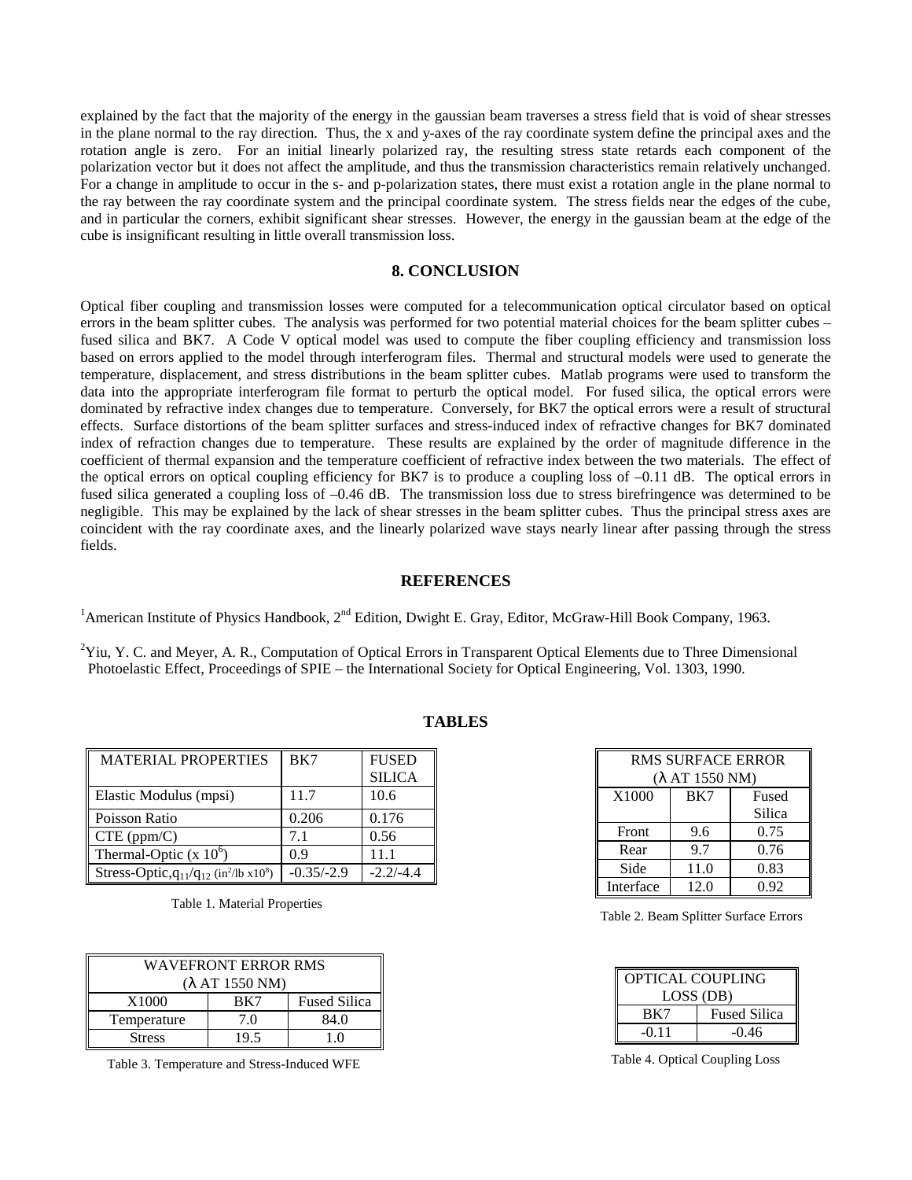explained by the fact that the majority of the energy in the gaussian beam traverses a stress field that is void of shear stresses in the plane normal to the ray direction. Thus, the x and y-axes of the ray coordinate system define the principal axes and the rotation angle is zero. For an initial linearly polarized ray, the resulting stress state retards each component of the polarization vector but it does not affect the amplitude, and thus the transmission characteristics remain relatively unchanged. For a change in amplitude to occur in the s- and p-polarization states, there must exist a rotation angle in the plane normal to the ray between the ray coordinate system and the principal coordinate system. The stress fields near the edges of the cube, and in particular the corners, exhibit significant shear stresses. However, the energy in the gaussian beam at the edge of the cube is insignificant resulting in little overall transmission loss.

## 8. CONCLUSION

Optical fiber coupling and transmission losses were computed for a telecommunication optical circulator based on optical errors in the beam splitter cubes. The analysis was performed for two potential material choices for the beam splitter cubes – fused silica and BK7. A Code V optical model was used to compute the fiber coupling efficiency and transmission loss based on errors applied to the model through interferogram files. Thermal and structural models were used to generate the temperature, displacement, and stress distributions in the beam splitter cubes. Matlab programs were used to transform the data into the appropriate interferogram file format to perturb the optical model. For fused silica, the optical errors were dominated by refractive index changes due to temperature. Conversely, for BK7 the optical errors were a result of structural effects. Surface distortions of the beam splitter surfaces and stress-induced index of refractive changes for BK7 dominated index of refraction changes due to temperature. These results are explained by the order of magnitude difference in the coefficient of thermal expansion and the temperature coefficient of refractive index between the two materials. The effect of the optical errors on optical coupling efficiency for BK7 is to produce a coupling loss of –0.11 dB. The optical errors in fused silica generated a coupling loss of –0.46 dB. The transmission loss due to stress birefringence was determined to be negligible. This may be explained by the lack of shear stresses in the beam splitter cubes. Thus the principal stress axes are coincident with the ray coordinate axes, and the linearly polarized wave stays nearly linear after passing through the stress fields.

## REFERENCES

[1]American Institute of Physics Handbook, 2nd Edition, Dwight E. Gray, Editor, McGraw-Hill Book Company, 1963.

[2]Yiu, Y. C. and Meyer, A. R., Computation of Optical Errors in Transparent Optical Elements due to Three Dimensional Photoelastic Effect, Proceedings of SPIE – the International Society for Optical Engineering, Vol. 1303, 1990.

## TABLES

| MATERIAL PROPERTIES | BK7 | FUSED SILICA |
|---|---|---|
| Elastic Modulus (mpsi) | 11.7 | 10.6 |
| Poisson Ratio | 0.206 | 0.176 |
| CTE (ppm/C) | 7.1 | 0.56 |
| Thermal-Optic (x $10^6$) | 0.9 | 11.1 |
| Stress-Optic, $q_{11}/q_{12}$ ($in^2/lb$ x$10^8$) | -0.35/-2.9 | -2.2/-4.4 |

Table 1. Material Properties

| RMS SURFACE ERROR ($\lambda$ AT 1550 NM) | | |
|---|---|---|
| X1000 | BK7 | Fused Silica |
| Front | 9.6 | 0.75 |
| Rear | 9.7 | 0.76 |
| Side | 11.0 | 0.83 |
| Interface | 12.0 | 0.92 |

Table 2. Beam Splitter Surface Errors

| WAVEFRONT ERROR RMS ($\lambda$ AT 1550 NM) | | |
|---|---|---|
| X1000 | BK7 | Fused Silica |
| Temperature | 7.0 | 84.0 |
| Stress | 19.5 | 1.0 |

Table 3. Temperature and Stress-Induced WFE

| OPTICAL COUPLING LOSS (DB) | |
|---|---|
| BK7 | Fused Silica |
| -0.11 | -0.46 |

Table 4. Optical Coupling Loss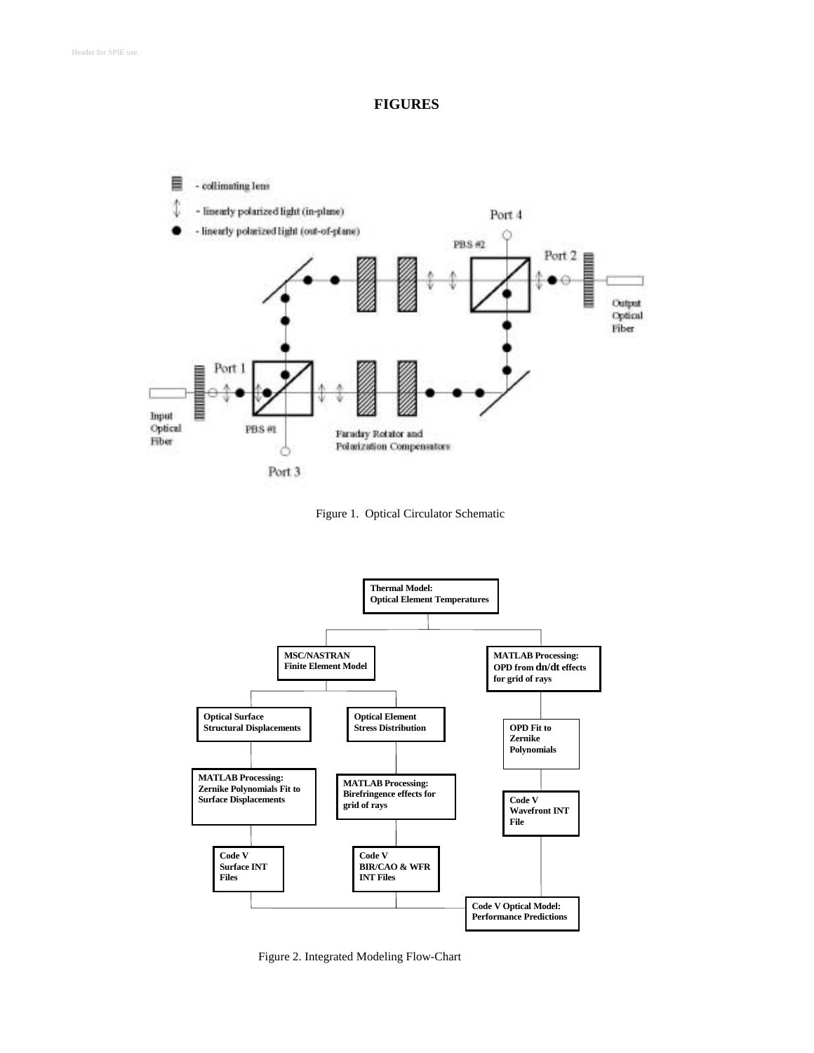# FIGURES

Figure 1. Optical Circulator Schematic

Figure 2. Integrated Modeling Flow-Chart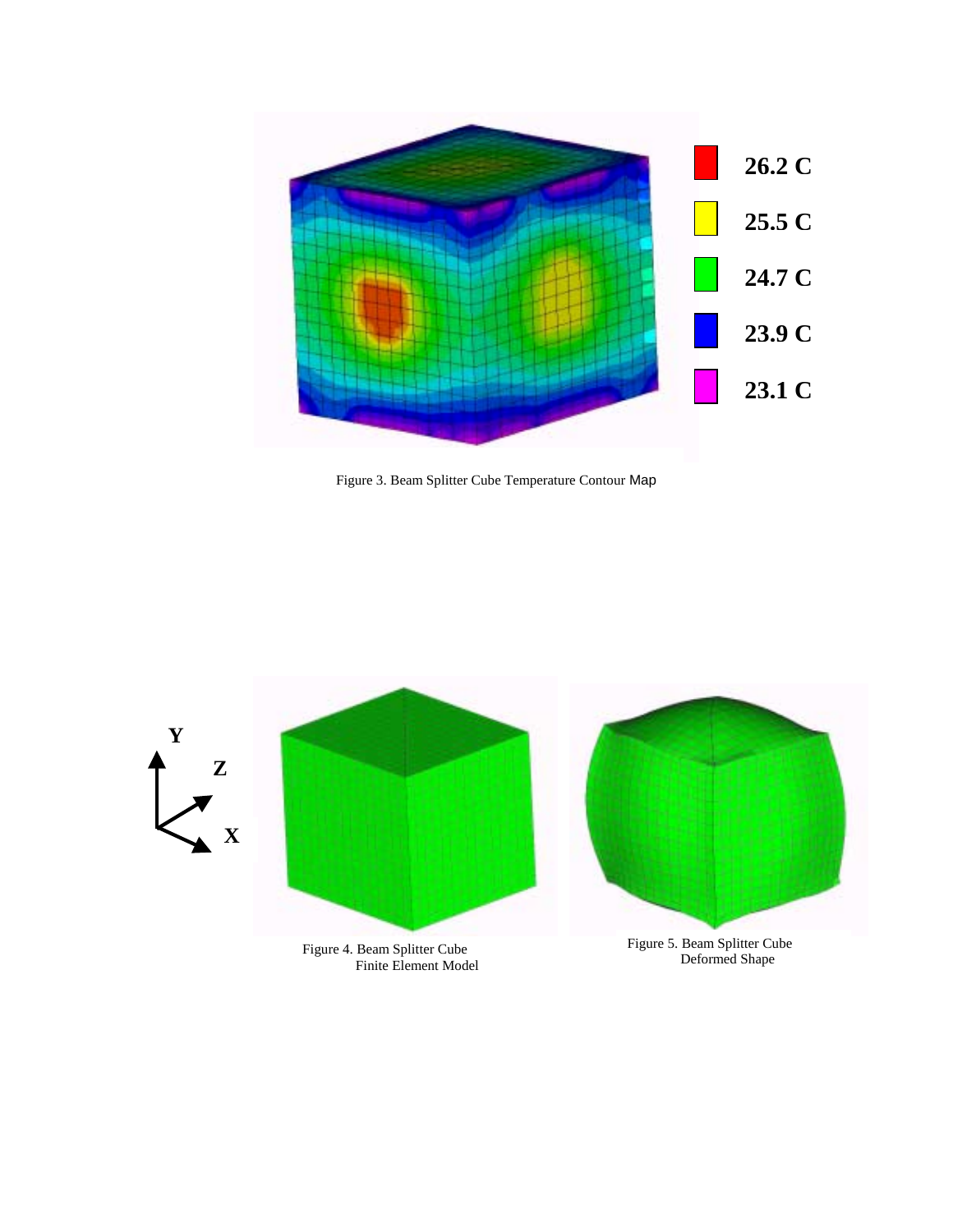Figure 3. Beam Splitter Cube Temperature Contour Map

Figure 4. Beam Splitter Cube Finite Element Model

Figure 5. Beam Splitter Cube Deformed Shape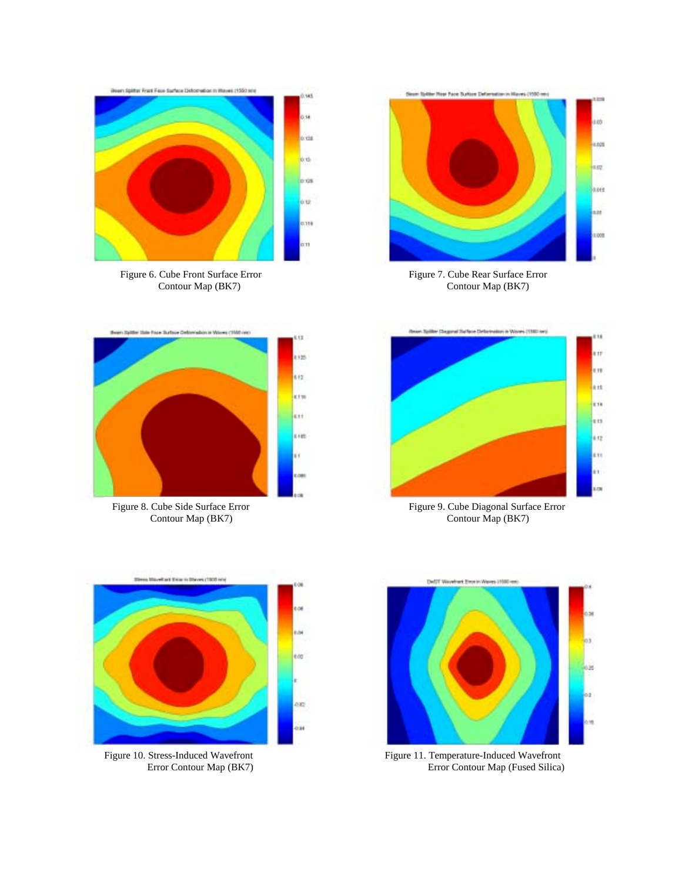Beam Splitter Front Face Surface Deformation in Waves (1550 nm)

0.145
0.14
0.135
0.13
0.125
0.12
0.115
0.11

Figure 6. Cube Front Surface Error Contour Map (BK7)

Beam Splitter Rear Face Surface Deformation in Waves (1550 nm)

0.035
0.03
0.025
0.02
0.015
0.01
0.005
0

Figure 7. Cube Rear Surface Error Contour Map (BK7)

Beam Splitter Side Face Surface Deformation in Waves (1550 nm)

0.13
0.125
0.12
0.115
0.11
0.105
0.1
0.095
0.09

Figure 8. Cube Side Surface Error Contour Map (BK7)

Beam Splitter Diagonal Surface Deformation in Waves (1550 nm)

0.18
0.17
0.16
0.15
0.14
0.13
0.12
0.11
0.1
0.09

Figure 9. Cube Diagonal Surface Error Contour Map (BK7)

Stress Wavefront Error in Waves (1550 nm)

0.08
0.06
0.04
0.02
0
-0.02
-0.04

Figure 10. Stress-Induced Wavefront Error Contour Map (BK7)

DeDT Wavefront Error in Waves (1550 nm)

0.4
0.35
0.3
0.25
0.2
0.15

Figure 11. Temperature-Induced Wavefront Error Contour Map (Fused Silica)